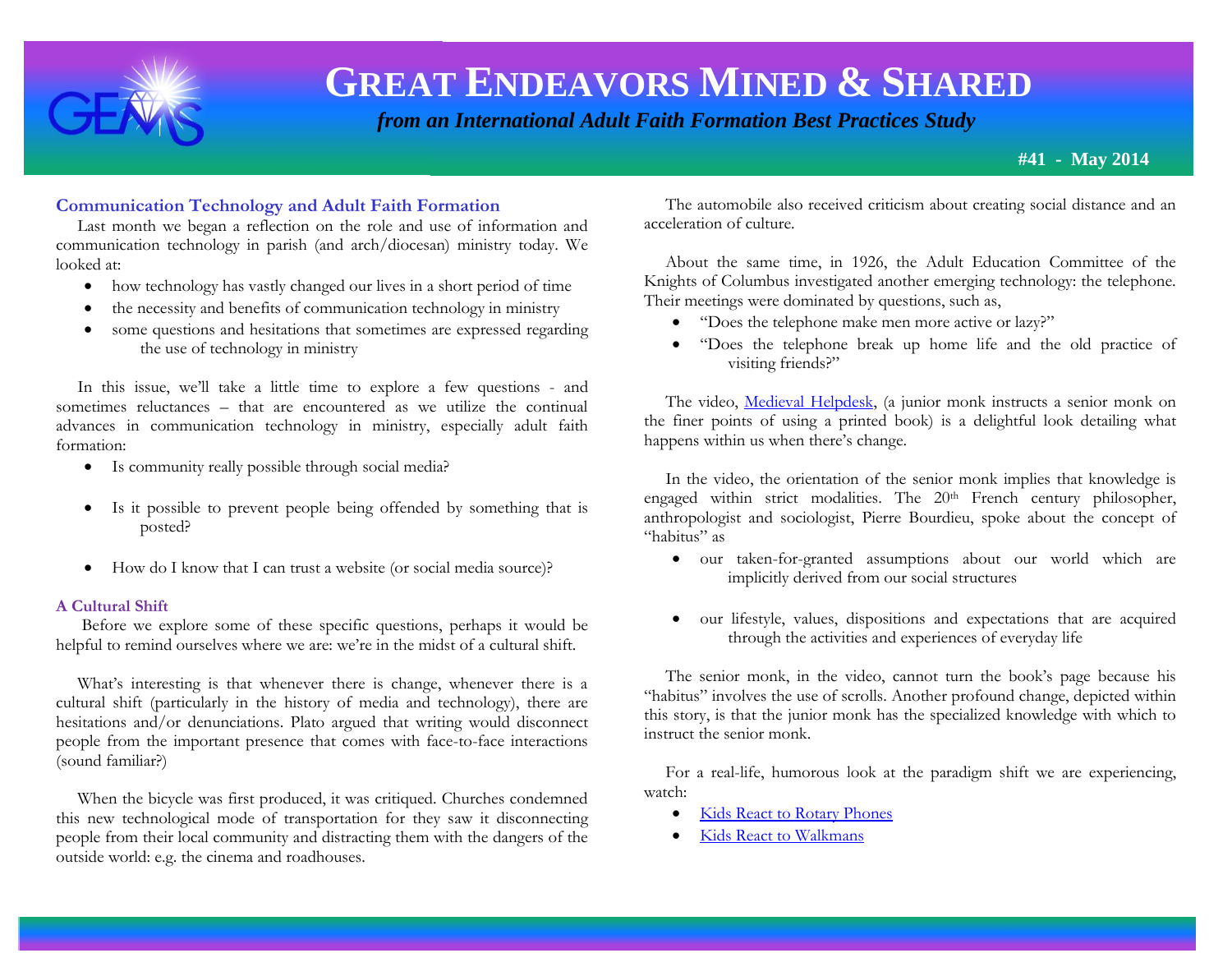# GREAT ENDEAVORS MINED & SHARED

*from an International Adult Faith Formation Best Practices Study*

**#41 - May 2014**

## Communication Technology and Adult Faith Formation

Last month we began a reflection on the role and use of information and communication technology in parish (and arch/diocesan) ministry today. We looked at:

- how technology has vastly changed our lives in a short period of time
- the necessity and benefits of communication technology in ministry
- some questions and hesitations that sometimes are expressed regarding the use of technology in ministry

In this issue, we'll take a little time to explore a few questions - and sometimes reluctances – that are encountered as we utilize the continual advances in communication technology in ministry, especially adult faith formation:

- Is community really possible through social media?
- Is it possible to prevent people being offended by something that is posted?
- How do I know that I can trust a website (or social media source)?

### A Cultural Shift

Before we explore some of these specific questions, perhaps it would be helpful to remind ourselves where we are: we're in the midst of a cultural shift.

What's interesting is that whenever there is change, whenever there is a cultural shift (particularly in the history of media and technology), there are hesitations and/or denunciations. Plato argued that writing would disconnect people from the important presence that comes with face-to-face interactions (sound familiar?)

When the bicycle was first produced, it was critiqued. Churches condemned this new technological mode of transportation for they saw it disconnecting people from their local community and distracting them with the dangers of the outside world: e.g. the cinema and roadhouses.

The automobile also received criticism about creating social distance and an acceleration of culture.

About the same time, in 1926, the Adult Education Committee of the Knights of Columbus investigated another emerging technology: the telephone. Their meetings were dominated by questions, such as,

- "Does the telephone make men more active or lazy?"
- "Does the telephone break up home life and the old practice of visiting friends?"

The video, Medieval Helpdesk, (a junior monk instructs a senior monk on the finer points of using a printed book) is a delightful look detailing what happens within us when there's change.

In the video, the orientation of the senior monk implies that knowledge is engaged within strict modalities. The 20th French century philosopher, anthropologist and sociologist, Pierre Bourdieu, spoke about the concept of "habitus" as

- our taken-for-granted assumptions about our world which are implicitly derived from our social structures
- our lifestyle, values, dispositions and expectations that are acquired through the activities and experiences of everyday life

The senior monk, in the video, cannot turn the book's page because his "habitus" involves the use of scrolls. Another profound change, depicted within this story, is that the junior monk has the specialized knowledge with which to instruct the senior monk.

For a real-life, humorous look at the paradigm shift we are experiencing, watch:

- Kids React to Rotary Phones
- Kids React to Walkmans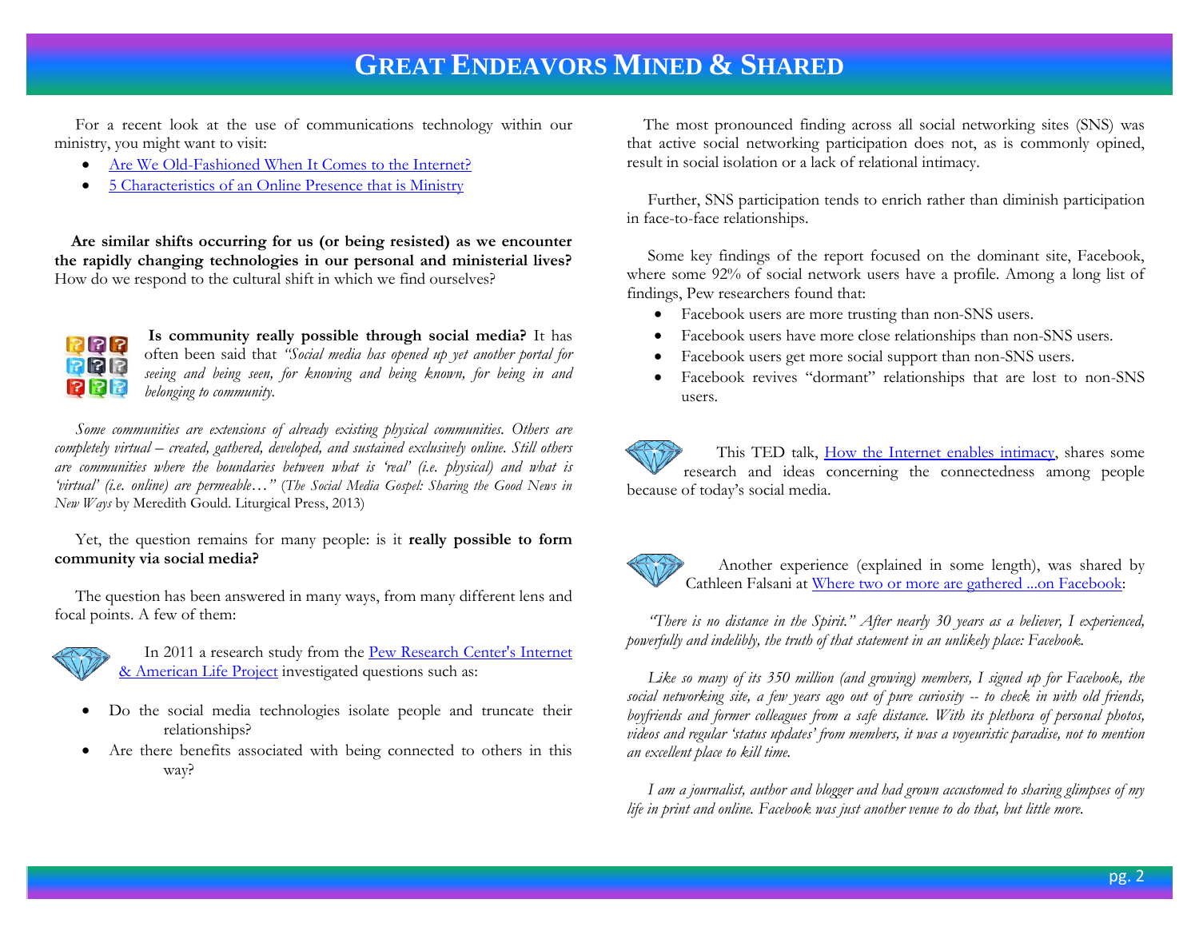For a recent look at the use of communications technology within our ministry, you might want to visit:

- Are We Old-Fashioned When It Comes to the Internet?
- 5 Characteristics of an Online Presence that is Ministry

**Are similar shifts occurring for us (or being resisted) as we encounter the rapidly changing technologies in our personal and ministerial lives?** How do we respond to the cultural shift in which we find ourselves?

**Is community really possible through social media?** It has often been said that *"Social media has opened up yet another portal for seeing and being seen, for knowing and being known, for being in and belonging to community.*

*Some communities are extensions of already existing physical communities. Others are completely virtual – created, gathered, developed, and sustained exclusively online. Still others are communities where the boundaries between what is 'real' (i.e. physical) and what is 'virtual' (i.e. online) are permeable…"* (*The Social Media Gospel: Sharing the Good News in New Ways* by Meredith Gould. Liturgical Press, 2013)

Yet, the question remains for many people: is it **really possible to form community via social media?**

The question has been answered in many ways, from many different lens and focal points. A few of them:

In 2011 a research study from the Pew Research Center's Internet & American Life Project investigated questions such as:

- Do the social media technologies isolate people and truncate their relationships?
- Are there benefits associated with being connected to others in this way?

The most pronounced finding across all social networking sites (SNS) was that active social networking participation does not, as is commonly opined, result in social isolation or a lack of relational intimacy.

Further, SNS participation tends to enrich rather than diminish participation in face-to-face relationships.

Some key findings of the report focused on the dominant site, Facebook, where some 92% of social network users have a profile. Among a long list of findings, Pew researchers found that:

- Facebook users are more trusting than non-SNS users.
- Facebook users have more close relationships than non-SNS users.
- Facebook users get more social support than non-SNS users.
- Facebook revives "dormant" relationships that are lost to non-SNS users.

This TED talk, How the Internet enables intimacy, shares some research and ideas concerning the connectedness among people because of today's social media.

Another experience (explained in some length), was shared by Cathleen Falsani at Where two or more are gathered ...on Facebook:

*"There is no distance in the Spirit." After nearly 30 years as a believer, I experienced, powerfully and indelibly, the truth of that statement in an unlikely place: Facebook.*

*Like so many of its 350 million (and growing) members, I signed up for Facebook, the social networking site, a few years ago out of pure curiosity -- to check in with old friends, boyfriends and former colleagues from a safe distance. With its plethora of personal photos, videos and regular 'status updates' from members, it was a voyeuristic paradise, not to mention an excellent place to kill time.*

*I am a journalist, author and blogger and had grown accustomed to sharing glimpses of my life in print and online. Facebook was just another venue to do that, but little more.*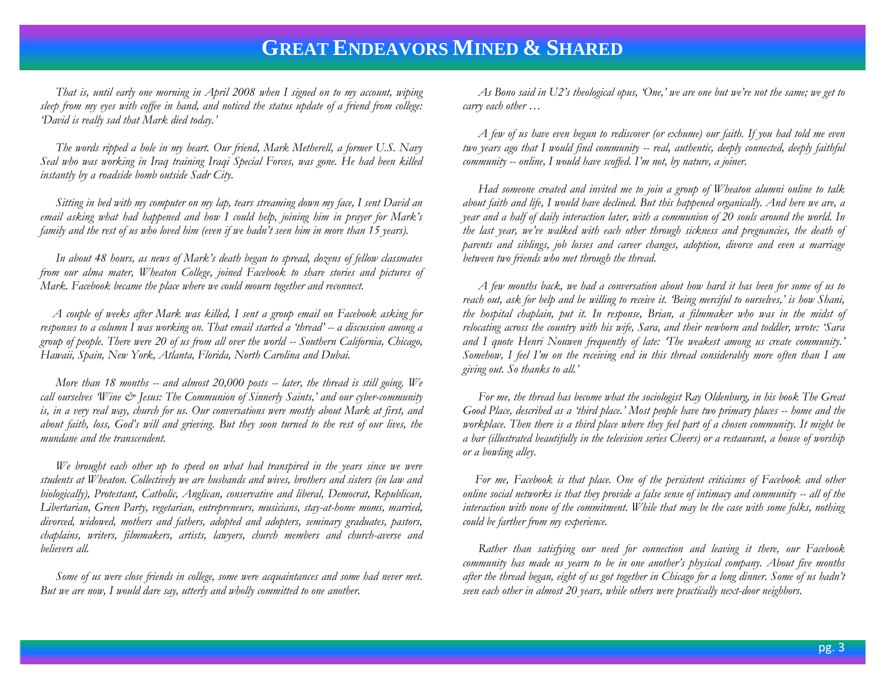That is, until early one morning in April 2008 when I signed on to my account, wiping sleep from my eyes with coffee in hand, and noticed the status update of a friend from college: 'David is really sad that Mark died today.'

The words ripped a hole in my heart. Our friend, Mark Metherell, a former U.S. Navy Seal who was working in Iraq training Iraqi Special Forces, was gone. He had been killed instantly by a roadside bomb outside Sadr City.

Sitting in bed with my computer on my lap, tears streaming down my face, I sent David an email asking what had happened and how I could help, joining him in prayer for Mark's family and the rest of us who loved him (even if we hadn't seen him in more than 15 years).

In about 48 hours, as news of Mark's death began to spread, dozens of fellow classmates from our alma mater, Wheaton College, joined Facebook to share stories and pictures of Mark. Facebook became the place where we could mourn together and reconnect.

A couple of weeks after Mark was killed, I sent a group email on Facebook asking for responses to a column I was working on. That email started a 'thread' -- a discussion among a group of people. There were 20 of us from all over the world -- Southern California, Chicago, Hawaii, Spain, New York, Atlanta, Florida, North Carolina and Dubai.

More than 18 months -- and almost 20,000 posts -- later, the thread is still going. We call ourselves 'Wine & Jesus: The Communion of Sinnerly Saints,' and our cyber-community is, in a very real way, church for us. Our conversations were mostly about Mark at first, and about faith, loss, God's will and grieving. But they soon turned to the rest of our lives, the mundane and the transcendent.

We brought each other up to speed on what had transpired in the years since we were students at Wheaton. Collectively we are husbands and wives, brothers and sisters (in law and biologically), Protestant, Catholic, Anglican, conservative and liberal, Democrat, Republican, Libertarian, Green Party, vegetarian, entrepreneurs, musicians, stay-at-home moms, married, divorced, widowed, mothers and fathers, adopted and adopters, seminary graduates, pastors, chaplains, writers, filmmakers, artists, lawyers, church members and church-averse and believers all.

Some of us were close friends in college, some were acquaintances and some had never met. But we are now, I would dare say, utterly and wholly committed to one another.

As Bono said in U2's theological opus, 'One,' we are one but we're not the same; we get to carry each other …

A few of us have even begun to rediscover (or exhume) our faith. If you had told me even two years ago that I would find community -- real, authentic, deeply connected, deeply faithful community -- online, I would have scoffed. I'm not, by nature, a joiner.

Had someone created and invited me to join a group of Wheaton alumni online to talk about faith and life, I would have declined. But this happened organically. And here we are, a year and a half of daily interaction later, with a communion of 20 souls around the world. In the last year, we've walked with each other through sickness and pregnancies, the death of parents and siblings, job losses and career changes, adoption, divorce and even a marriage between two friends who met through the thread.

A few months back, we had a conversation about how hard it has been for some of us to reach out, ask for help and be willing to receive it. 'Being merciful to ourselves,' is how Shani, the hospital chaplain, put it. In response, Brian, a filmmaker who was in the midst of relocating across the country with his wife, Sara, and their newborn and toddler, wrote: 'Sara and I quote Henri Nouwen frequently of late: 'The weakest among us create community.' Somehow, I feel I'm on the receiving end in this thread considerably more often than I am giving out. So thanks to all.'

For me, the thread has become what the sociologist Ray Oldenburg, in his book The Great Good Place, described as a 'third place.' Most people have two primary places -- home and the workplace. Then there is a third place where they feel part of a chosen community. It might be a bar (illustrated beautifully in the television series Cheers) or a restaurant, a house of worship or a bowling alley.

For me, Facebook is that place. One of the persistent criticisms of Facebook and other online social networks is that they provide a false sense of intimacy and community -- all of the interaction with none of the commitment. While that may be the case with some folks, nothing could be farther from my experience.

Rather than satisfying our need for connection and leaving it there, our Facebook community has made us yearn to be in one another's physical company. About five months after the thread began, eight of us got together in Chicago for a long dinner. Some of us hadn't seen each other in almost 20 years, while others were practically next-door neighbors.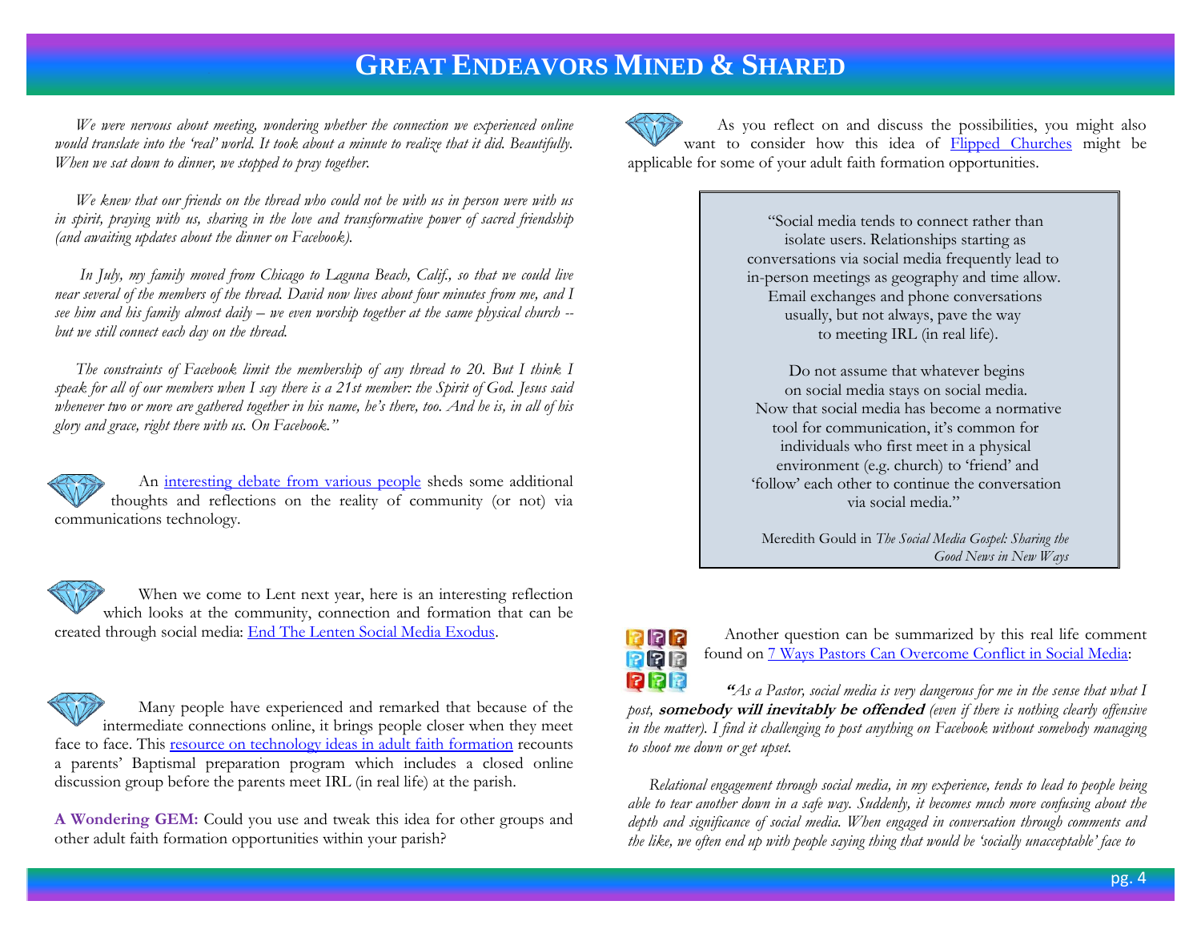# GREAT ENDEAVORS MINED & SHARED

*We were nervous about meeting, wondering whether the connection we experienced online would translate into the 'real' world. It took about a minute to realize that it did. Beautifully. When we sat down to dinner, we stopped to pray together.*

*We knew that our friends on the thread who could not be with us in person were with us in spirit, praying with us, sharing in the love and transformative power of sacred friendship (and awaiting updates about the dinner on Facebook).*

*In July, my family moved from Chicago to Laguna Beach, Calif., so that we could live near several of the members of the thread. David now lives about four minutes from me, and I see him and his family almost daily – we even worship together at the same physical church -- but we still connect each day on the thread.*

*The constraints of Facebook limit the membership of any thread to 20. But I think I speak for all of our members when I say there is a 21st member: the Spirit of God. Jesus said whenever two or more are gathered together in his name, he's there, too. And he is, in all of his glory and grace, right there with us. On Facebook."*

An interesting debate from various people sheds some additional thoughts and reflections on the reality of community (or not) via communications technology.

When we come to Lent next year, here is an interesting reflection which looks at the community, connection and formation that can be created through social media: End The Lenten Social Media Exodus.

Many people have experienced and remarked that because of the intermediate connections online, it brings people closer when they meet face to face. This resource on technology ideas in adult faith formation recounts a parents' Baptismal preparation program which includes a closed online discussion group before the parents meet IRL (in real life) at the parish.

**A Wondering GEM:** Could you use and tweak this idea for other groups and other adult faith formation opportunities within your parish?

As you reflect on and discuss the possibilities, you might also want to consider how this idea of Flipped Churches might be applicable for some of your adult faith formation opportunities.

> "Social media tends to connect rather than isolate users. Relationships starting as conversations via social media frequently lead to in-person meetings as geography and time allow. Email exchanges and phone conversations usually, but not always, pave the way to meeting IRL (in real life).
>
> Do not assume that whatever begins on social media stays on social media. Now that social media has become a normative tool for communication, it's common for individuals who first meet in a physical environment (e.g. church) to 'friend' and 'follow' each other to continue the conversation via social media."
>
> Meredith Gould in *The Social Media Gospel: Sharing the Good News in New Ways*

Another question can be summarized by this real life comment found on 7 Ways Pastors Can Overcome Conflict in Social Media:

*"As a Pastor, social media is very dangerous for me in the sense that what I post,* ***somebody will inevitably be offended*** *(even if there is nothing clearly offensive in the matter). I find it challenging to post anything on Facebook without somebody managing to shoot me down or get upset.*

*Relational engagement through social media, in my experience, tends to lead to people being able to tear another down in a safe way. Suddenly, it becomes much more confusing about the depth and significance of social media. When engaged in conversation through comments and the like, we often end up with people saying thing that would be 'socially unacceptable' face to*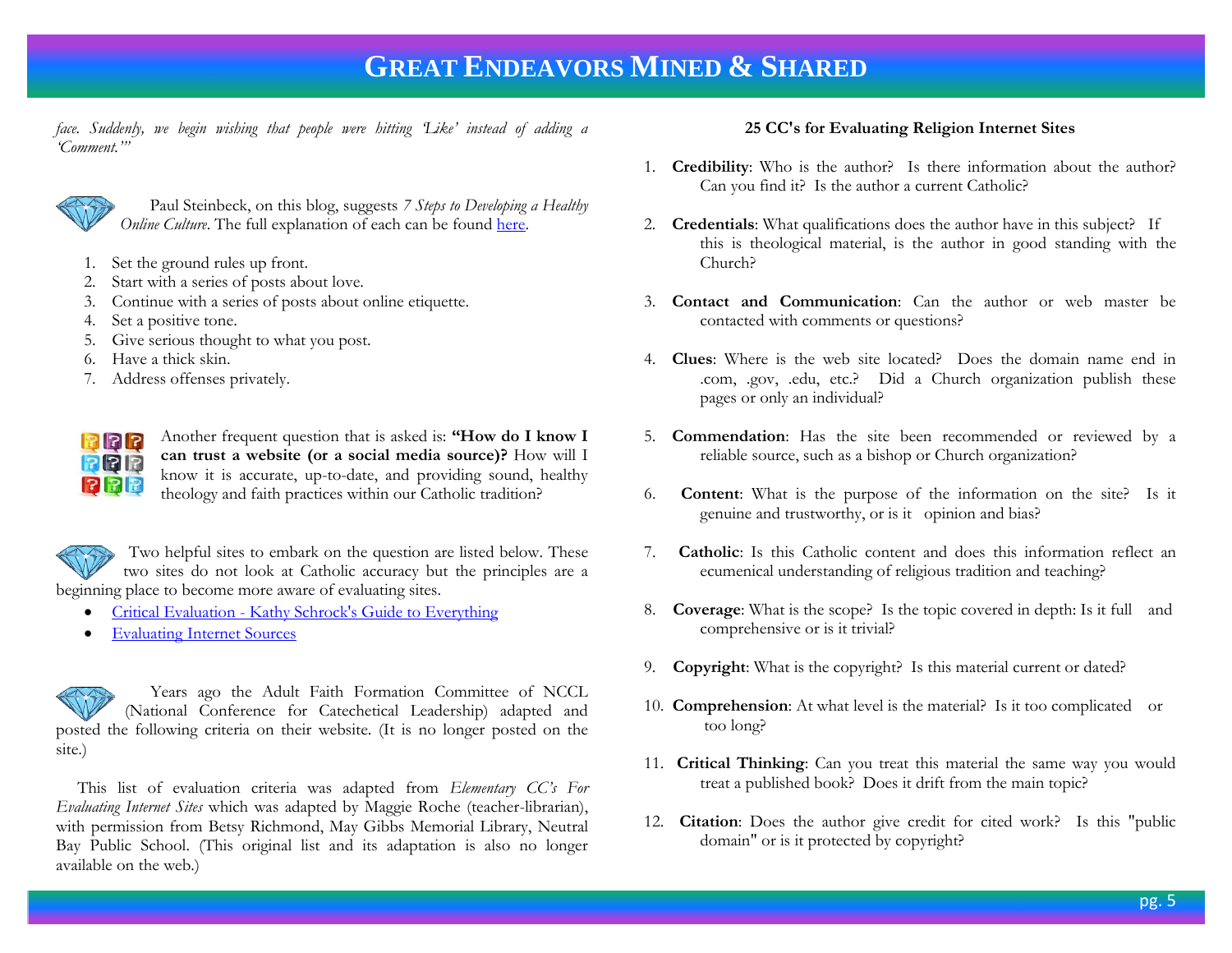*face. Suddenly, we begin wishing that people were hitting 'Like' instead of adding a 'Comment.'"*

Paul Steinbeck, on this blog, suggests *7 Steps to Developing a Healthy Online Culture*. The full explanation of each can be found here.

1. Set the ground rules up front.
2. Start with a series of posts about love.
3. Continue with a series of posts about online etiquette.
4. Set a positive tone.
5. Give serious thought to what you post.
6. Have a thick skin.
7. Address offenses privately.

Another frequent question that is asked is: **"How do I know I can trust a website (or a social media source)?** How will I know it is accurate, up-to-date, and providing sound, healthy theology and faith practices within our Catholic tradition?

Two helpful sites to embark on the question are listed below. These two sites do not look at Catholic accuracy but the principles are a beginning place to become more aware of evaluating sites.

- Critical Evaluation - Kathy Schrock's Guide to Everything
- Evaluating Internet Sources

Years ago the Adult Faith Formation Committee of NCCL (National Conference for Catechetical Leadership) adapted and posted the following criteria on their website. (It is no longer posted on the site.)

This list of evaluation criteria was adapted from *Elementary CC's For Evaluating Internet Sites* which was adapted by Maggie Roche (teacher-librarian), with permission from Betsy Richmond, May Gibbs Memorial Library, Neutral Bay Public School. (This original list and its adaptation is also no longer available on the web.)

**25 CC's for Evaluating Religion Internet Sites**

1. **Credibility**: Who is the author? Is there information about the author? Can you find it? Is the author a current Catholic?
2. **Credentials**: What qualifications does the author have in this subject? If this is theological material, is the author in good standing with the Church?
3. **Contact and Communication**: Can the author or web master be contacted with comments or questions?
4. **Clues**: Where is the web site located? Does the domain name end in .com, .gov, .edu, etc.? Did a Church organization publish these pages or only an individual?
5. **Commendation**: Has the site been recommended or reviewed by a reliable source, such as a bishop or Church organization?
6. **Content**: What is the purpose of the information on the site? Is it genuine and trustworthy, or is it opinion and bias?
7. **Catholic**: Is this Catholic content and does this information reflect an ecumenical understanding of religious tradition and teaching?
8. **Coverage**: What is the scope? Is the topic covered in depth: Is it full and comprehensive or is it trivial?
9. **Copyright**: What is the copyright? Is this material current or dated?
10. **Comprehension**: At what level is the material? Is it too complicated or too long?
11. **Critical Thinking**: Can you treat this material the same way you would treat a published book? Does it drift from the main topic?
12. **Citation**: Does the author give credit for cited work? Is this "public domain" or is it protected by copyright?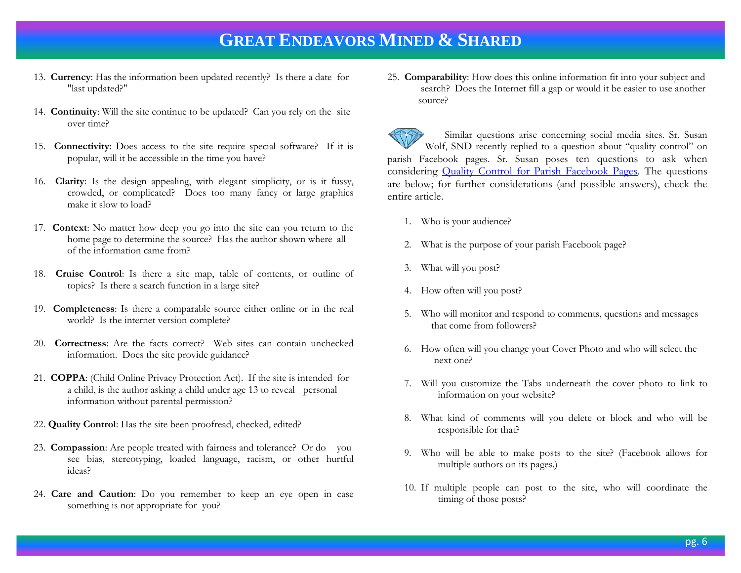# GREAT ENDEAVORS MINED & SHARED

13. **Currency**: Has the information been updated recently? Is there a date for "last updated?"

14. **Continuity**: Will the site continue to be updated? Can you rely on the site over time?

15. **Connectivity**: Does access to the site require special software? If it is popular, will it be accessible in the time you have?

16. **Clarity**: Is the design appealing, with elegant simplicity, or is it fussy, crowded, or complicated? Does too many fancy or large graphics make it slow to load?

17. **Context**: No matter how deep you go into the site can you return to the home page to determine the source? Has the author shown where all of the information came from?

18. **Cruise Control**: Is there a site map, table of contents, or outline of topics? Is there a search function in a large site?

19. **Completeness**: Is there a comparable source either online or in the real world? Is the internet version complete?

20. **Correctness**: Are the facts correct? Web sites can contain unchecked information. Does the site provide guidance?

21. **COPPA**: (Child Online Privacy Protection Act). If the site is intended for a child, is the author asking a child under age 13 to reveal personal information without parental permission?

22. **Quality Control**: Has the site been proofread, checked, edited?

23. **Compassion**: Are people treated with fairness and tolerance? Or do you see bias, stereotyping, loaded language, racism, or other hurtful ideas?

24. **Care and Caution**: Do you remember to keep an eye open in case something is not appropriate for you?

25. **Comparability**: How does this online information fit into your subject and search? Does the Internet fill a gap or would it be easier to use another source?

Similar questions arise concerning social media sites. Sr. Susan Wolf, SND recently replied to a question about "quality control" on parish Facebook pages. Sr. Susan poses ten questions to ask when considering Quality Control for Parish Facebook Pages. The questions are below; for further considerations (and possible answers), check the entire article.

1. Who is your audience?

2. What is the purpose of your parish Facebook page?

3. What will you post?

4. How often will you post?

5. Who will monitor and respond to comments, questions and messages that come from followers?

6. How often will you change your Cover Photo and who will select the next one?

7. Will you customize the Tabs underneath the cover photo to link to information on your website?

8. What kind of comments will you delete or block and who will be responsible for that?

9. Who will be able to make posts to the site? (Facebook allows for multiple authors on its pages.)

10. If multiple people can post to the site, who will coordinate the timing of those posts?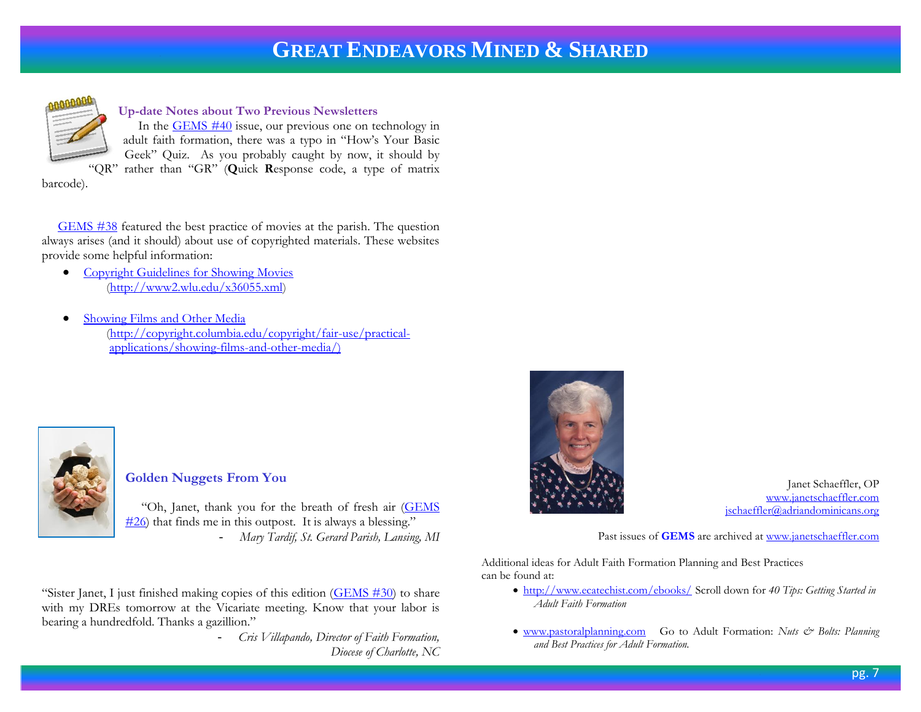### Up-date Notes about Two Previous Newsletters

In the GEMS #40 issue, our previous one on technology in adult faith formation, there was a typo in "How's Your Basic Geek" Quiz. As you probably caught by now, it should by "QR" rather than "GR" (**Q**uick **R**esponse code, a type of matrix barcode).

GEMS #38 featured the best practice of movies at the parish. The question always arises (and it should) about use of copyrighted materials. These websites provide some helpful information:

- Copyright Guidelines for Showing Movies (http://www2.wlu.edu/x36055.xml)
- Showing Films and Other Media (http://copyright.columbia.edu/copyright/fair-use/practical-applications/showing-films-and-other-media/)

### Golden Nuggets From You

"Oh, Janet, thank you for the breath of fresh air (GEMS #26) that finds me in this outpost. It is always a blessing."

- *Mary Tardif, St. Gerard Parish, Lansing, MI*

"Sister Janet, I just finished making copies of this edition (GEMS #30) to share with my DREs tomorrow at the Vicariate meeting. Know that your labor is bearing a hundredfold. Thanks a gazillion."

- *Cris Villapando, Director of Faith Formation, Diocese of Charlotte, NC*

Janet Schaeffler, OP
www.janetschaeffler.com
jschaeffler@adriandominicans.org

Past issues of **GEMS** are archived at www.janetschaeffler.com

Additional ideas for Adult Faith Formation Planning and Best Practices can be found at:

- http://www.ecatechist.com/ebooks/ Scroll down for *40 Tips: Getting Started in Adult Faith Formation*
- www.pastoralplanning.com Go to Adult Formation: *Nuts & Bolts: Planning and Best Practices for Adult Formation.*